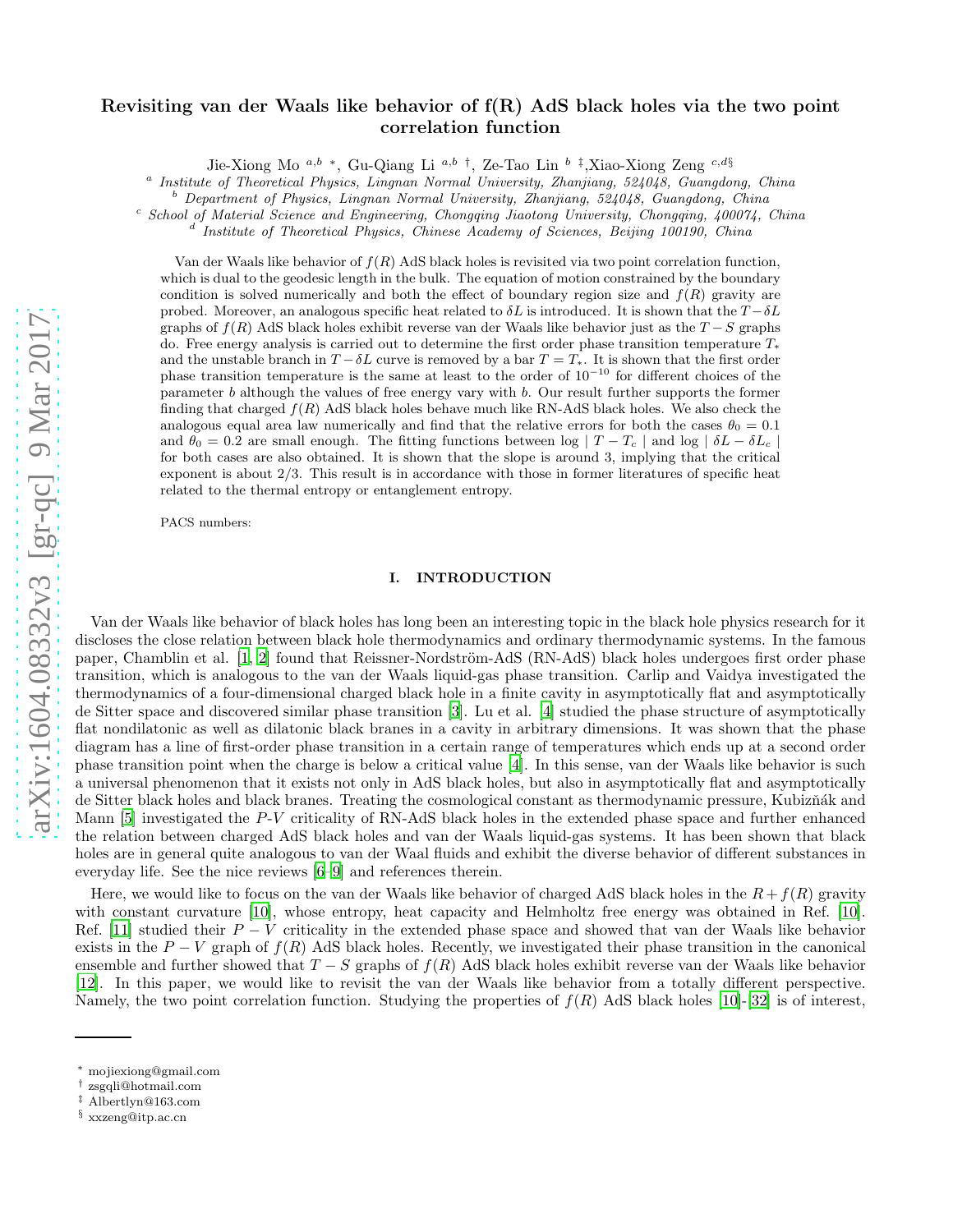# Revisiting van der Waals like behavior of f(R) AdS black holes via the two point correlation function

Jie-Xiong Mo [a,b *], Gu-Qiang Li [a,b †], Ze-Tao Lin [b ‡], Xiao-Xiong Zeng [c,d§]

[a] *Institute of Theoretical Physics, Lingnan Normal University, Zhanjiang, 524048, Guangdong, China*
[b] *Department of Physics, Lingnan Normal University, Zhanjiang, 524048, Guangdong, China*
[c] *School of Material Science and Engineering, Chongqing Jiaotong University, Chongqing, 400074, China*
[d] *Institute of Theoretical Physics, Chinese Academy of Sciences, Beijing 100190, China*

Van der Waals like behavior of $f(R)$ AdS black holes is revisited via two point correlation function, which is dual to the geodesic length in the bulk. The equation of motion constrained by the boundary condition is solved numerically and both the effect of boundary region size and $f(R)$ gravity are probed. Moreover, an analogous specific heat related to $\delta L$ is introduced. It is shown that the $T-\delta L$ graphs of $f(R)$ AdS black holes exhibit reverse van der Waals like behavior just as the $T-S$ graphs do. Free energy analysis is carried out to determine the first order phase transition temperature $T_*$ and the unstable branch in $T-\delta L$ curve is removed by a bar $T=T_*$. It is shown that the first order phase transition temperature is the same at least to the order of $10^{-10}$ for different choices of the parameter $b$ although the values of free energy vary with $b$. Our result further supports the former finding that charged $f(R)$ AdS black holes behave much like RN-AdS black holes. We also check the analogous equal area law numerically and find that the relative errors for both the cases $\theta_0=0.1$ and $\theta_0=0.2$ are small enough. The fitting functions between $\log\mid T-T_c\mid$ and $\log\mid \delta L-\delta L_c\mid$ for both cases are also obtained. It is shown that the slope is around 3, implying that the critical exponent is about 2/3. This result is in accordance with those in former literatures of specific heat related to the thermal entropy or entanglement entropy.

PACS numbers:

## I. INTRODUCTION

Van der Waals like behavior of black holes has long been an interesting topic in the black hole physics research for it discloses the close relation between black hole thermodynamics and ordinary thermodynamic systems. In the famous paper, Chamblin et al. [1, 2] found that Reissner-Nordström-AdS (RN-AdS) black holes undergoes first order phase transition, which is analogous to the van der Waals liquid-gas phase transition. Carlip and Vaidya investigated the thermodynamics of a four-dimensional charged black hole in a finite cavity in asymptotically flat and asymptotically de Sitter space and discovered similar phase transition [3]. Lu et al. [4] studied the phase structure of asymptotically flat nondilatonic as well as dilatonic black branes in a cavity in arbitrary dimensions. It was shown that the phase diagram has a line of first-order phase transition in a certain range of temperatures which ends up at a second order phase transition point when the charge is below a critical value [4]. In this sense, van der Waals like behavior is such a universal phenomenon that it exists not only in AdS black holes, but also in asymptotically flat and asymptotically de Sitter black holes and black branes. Treating the cosmological constant as thermodynamic pressure, Kubizňák and Mann [5] investigated the *P*-*V* criticality of RN-AdS black holes in the extended phase space and further enhanced the relation between charged AdS black holes and van der Waals liquid-gas systems. It has been shown that black holes are in general quite analogous to van der Waal fluids and exhibit the diverse behavior of different substances in everyday life. See the nice reviews [6–9] and references therein.

Here, we would like to focus on the van der Waals like behavior of charged AdS black holes in the $R+f(R)$ gravity with constant curvature [10], whose entropy, heat capacity and Helmholtz free energy was obtained in Ref. [10]. Ref. [11] studied their $P-V$ criticality in the extended phase space and showed that van der Waals like behavior exists in the $P-V$ graph of $f(R)$ AdS black holes. Recently, we investigated their phase transition in the canonical ensemble and further showed that $T-S$ graphs of $f(R)$ AdS black holes exhibit reverse van der Waals like behavior [12]. In this paper, we would like to revisit the van der Waals like behavior from a totally different perspective. Namely, the two point correlation function. Studying the properties of $f(R)$ AdS black holes [10]-[32] is of interest,

---

* mojiexiong@gmail.com
† zsgqli@hotmail.com
‡ Albertlyn@163.com
§ xxzeng@itp.ac.cn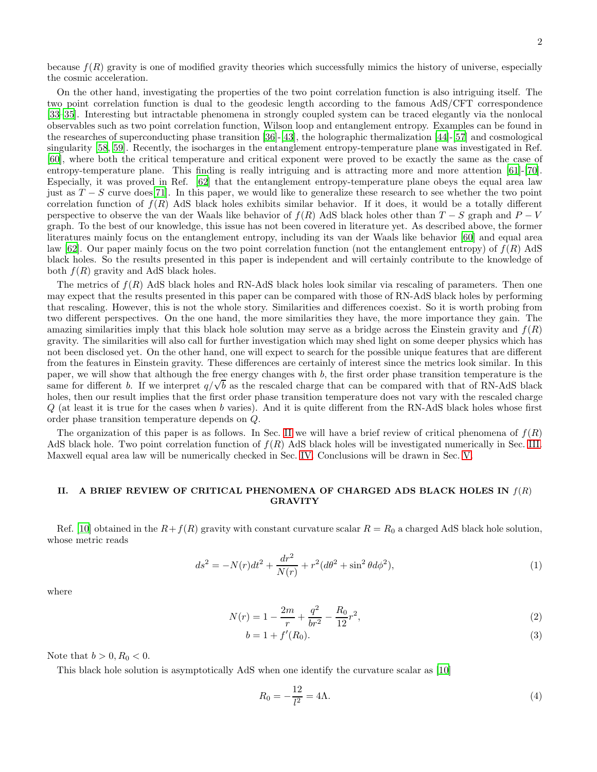because $f(R)$ gravity is one of modified gravity theories which successfully mimics the history of universe, especially the cosmic acceleration.

On the other hand, investigating the properties of the two point correlation function is also intriguing itself. The two point correlation function is dual to the geodesic length according to the famous AdS/CFT correspondence [33–35]. Interesting but intractable phenomena in strongly coupled system can be traced elegantly via the nonlocal observables such as two point correlation function, Wilson loop and entanglement entropy. Examples can be found in the researches of superconducting phase transition [36]-[43], the holographic thermalization [44]-[57] and cosmological singularity [58, 59]. Recently, the isocharges in the entanglement entropy-temperature plane was investigated in Ref. [60], where both the critical temperature and critical exponent were proved to be exactly the same as the case of entropy-temperature plane. This finding is really intriguing and is attracting more and more attention [61]-[70]. Especially, it was proved in Ref. [62] that the entanglement entropy-temperature plane obeys the equal area law just as $T-S$ curve does[71]. In this paper, we would like to generalize these research to see whether the two point correlation function of $f(R)$ AdS black holes exhibits similar behavior. If it does, it would be a totally different perspective to observe the van der Waals like behavior of $f(R)$ AdS black holes other than $T-S$ graph and $P-V$ graph. To the best of our knowledge, this issue has not been covered in literature yet. As described above, the former literatures mainly focus on the entanglement entropy, including its van der Waals like behavior [60] and equal area law [62]. Our paper mainly focus on the two point correlation function (not the entanglement entropy) of $f(R)$ AdS black holes. So the results presented in this paper is independent and will certainly contribute to the knowledge of both $f(R)$ gravity and AdS black holes.

The metrics of $f(R)$ AdS black holes and RN-AdS black holes look similar via rescaling of parameters. Then one may expect that the results presented in this paper can be compared with those of RN-AdS black holes by performing that rescaling. However, this is not the whole story. Similarities and differences coexist. So it is worth probing from two different perspectives. On the one hand, the more similarities they have, the more importance they gain. The amazing similarities imply that this black hole solution may serve as a bridge across the Einstein gravity and $f(R)$ gravity. The similarities will also call for further investigation which may shed light on some deeper physics which has not been disclosed yet. On the other hand, one will expect to search for the possible unique features that are different from the features in Einstein gravity. These differences are certainly of interest since the metrics look similar. In this paper, we will show that although the free energy changes with $b$, the first order phase transition temperature is the same for different $b$. If we interpret $q/\sqrt{b}$ as the rescaled charge that can be compared with that of RN-AdS black holes, then our result implies that the first order phase transition temperature does not vary with the rescaled charge $Q$ (at least it is true for the cases when $b$ varies). And it is quite different from the RN-AdS black holes whose first order phase transition temperature depends on $Q$.

The organization of this paper is as follows. In Sec. II we will have a brief review of critical phenomena of $f(R)$ AdS black hole. Two point correlation function of $f(R)$ AdS black holes will be investigated numerically in Sec. III. Maxwell equal area law will be numerically checked in Sec. IV. Conclusions will be drawn in Sec. V.

## II. A BRIEF REVIEW OF CRITICAL PHENOMENA OF CHARGED ADS BLACK HOLES IN $f(R)$ GRAVITY

Ref. [10] obtained in the $R+f(R)$ gravity with constant curvature scalar $R=R_0$ a charged AdS black hole solution, whose metric reads

$$ds^2=-N(r)dt^2+\frac{dr^2}{N(r)}+r^2(d\theta^2+\sin^2\theta d\phi^2), \tag{1}$$

where

$$N(r)=1-\frac{2m}{r}+\frac{q^2}{br^2}-\frac{R_0}{12}r^2, \tag{2}$$

$$b=1+f'(R_0). \tag{3}$$

Note that $b>0, R_0<0$.

This black hole solution is asymptotically AdS when one identify the curvature scalar as [10]

$$R_0=-\frac{12}{l^2}=4\Lambda. \tag{4}$$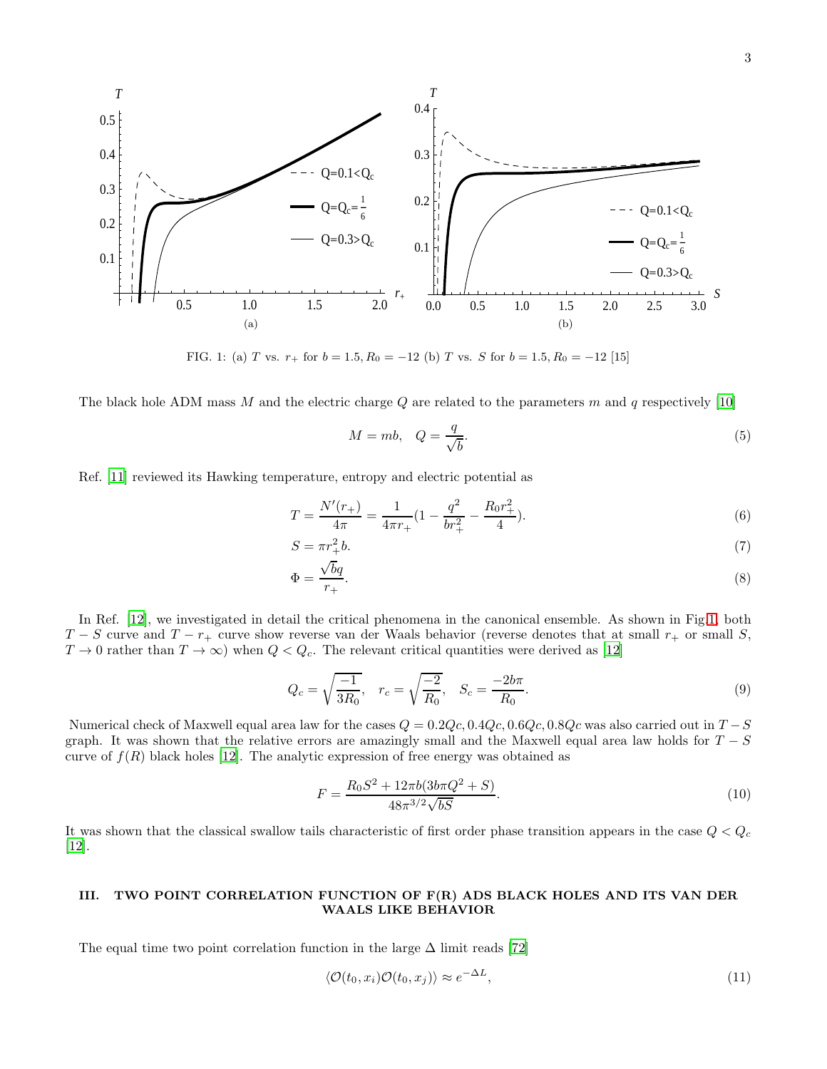FIG. 1: (a) $T$ vs. $r_+$ for $b = 1.5, R_0 = -12$ (b) $T$ vs. $S$ for $b = 1.5, R_0 = -12$ [15]

The black hole ADM mass $M$ and the electric charge $Q$ are related to the parameters $m$ and $q$ respectively [10]

$$M = mb, \quad Q = \frac{q}{\sqrt{b}}. \tag{5}$$

Ref. [11] reviewed its Hawking temperature, entropy and electric potential as

$$T = \frac{N'(r_+)}{4\pi} = \frac{1}{4\pi r_+}(1 - \frac{q^2}{br_+^2} - \frac{R_0 r_+^2}{4}). \tag{6}$$

$$S = \pi r_+^2 b. \tag{7}$$

$$\Phi = \frac{\sqrt{b}q}{r_+}. \tag{8}$$

In Ref. [12], we investigated in detail the critical phenomena in the canonical ensemble. As shown in Fig.1, both $T-S$ curve and $T-r_+$ curve show reverse van der Waals behavior (reverse denotes that at small $r_+$ or small $S$, $T \to 0$ rather than $T \to \infty$) when $Q < Q_c$. The relevant critical quantities were derived as [12]

$$Q_c = \sqrt{\frac{-1}{3R_0}}, \quad r_c = \sqrt{\frac{-2}{R_0}}, \quad S_c = \frac{-2b\pi}{R_0}. \tag{9}$$

Numerical check of Maxwell equal area law for the cases $Q = 0.2Qc, 0.4Qc, 0.6Qc, 0.8Qc$ was also carried out in $T-S$ graph. It was shown that the relative errors are amazingly small and the Maxwell equal area law holds for $T-S$ curve of $f(R)$ black holes [12]. The analytic expression of free energy was obtained as

$$F = \frac{R_0 S^2 + 12\pi b(3b\pi Q^2 + S)}{48\pi^{3/2}\sqrt{bS}}. \tag{10}$$

It was shown that the classical swallow tails characteristic of first order phase transition appears in the case $Q < Q_c$ [12].

## III. TWO POINT CORRELATION FUNCTION OF F(R) ADS BLACK HOLES AND ITS VAN DER WAALS LIKE BEHAVIOR

The equal time two point correlation function in the large $\Delta$ limit reads [72]

$$\langle \mathcal{O}(t_0, x_i)\mathcal{O}(t_0, x_j)\rangle \approx e^{-\Delta L}, \tag{11}$$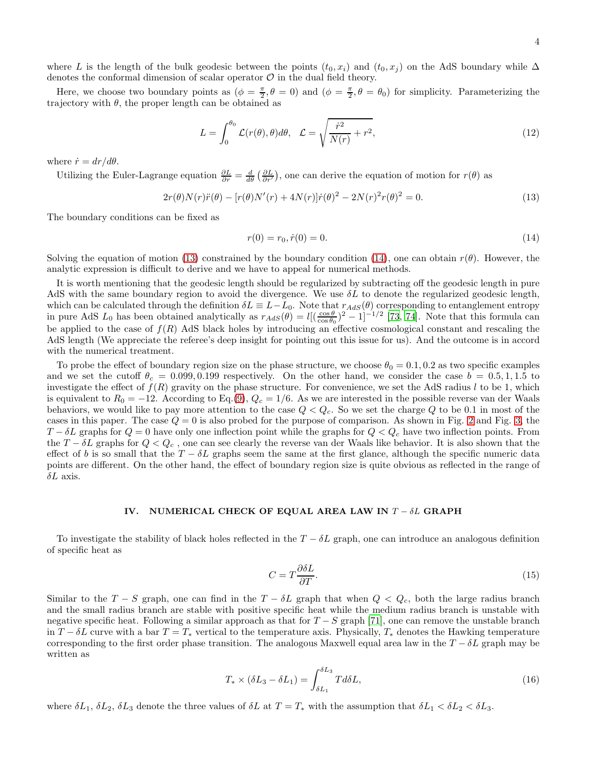where $L$ is the length of the bulk geodesic between the points $(t_0, x_i)$ and $(t_0, x_j)$ on the AdS boundary while $\Delta$ denotes the conformal dimension of scalar operator $\mathcal{O}$ in the dual field theory.

Here, we choose two boundary points as $(\phi = \frac{\pi}{2}, \theta = 0)$ and $(\phi = \frac{\pi}{2}, \theta = \theta_0)$ for simplicity. Parameterizing the trajectory with $\theta$, the proper length can be obtained as

$$L = \int_0^{\theta_0} \mathcal{L}(r(\theta), \theta) d\theta, \quad \mathcal{L} = \sqrt{\frac{\dot{r}^2}{N(r)} + r^2}, \tag{12}$$

where $\dot{r} = dr/d\theta$.

Utilizing the Euler-Lagrange equation $\frac{\partial L}{\partial r} = \frac{d}{d\theta}\left(\frac{\partial L}{\partial r'}\right)$, one can derive the equation of motion for $r(\theta)$ as

$$2r(\theta)N(r)\ddot{r}(\theta) - [r(\theta)N'(r) + 4N(r)]\dot{r}(\theta)^2 - 2N(r)^2 r(\theta)^2 = 0. \tag{13}$$

The boundary conditions can be fixed as

$$r(0) = r_0, \dot{r}(0) = 0. \tag{14}$$

Solving the equation of motion (13) constrained by the boundary condition (14), one can obtain $r(\theta)$. However, the analytic expression is difficult to derive and we have to appeal for numerical methods.

It is worth mentioning that the geodesic length should be regularized by subtracting off the geodesic length in pure AdS with the same boundary region to avoid the divergence. We use $\delta L$ to denote the regularized geodesic length, which can be calculated through the definition $\delta L \equiv L - L_0$. Note that $r_{AdS}(\theta)$ corresponding to entanglement entropy in pure AdS $L_0$ has been obtained analytically as $r_{AdS}(\theta) = l[(\frac{\cos\theta}{\cos\theta_0})^2 - 1]^{-1/2}$ [73, 74]. Note that this formula can be applied to the case of $f(R)$ AdS black holes by introducing an effective cosmological constant and rescaling the AdS length (We appreciate the referee's deep insight for pointing out this issue for us). And the outcome is in accord with the numerical treatment.

To probe the effect of boundary region size on the phase structure, we choose $\theta_0 = 0.1, 0.2$ as two specific examples and we set the cutoff $\theta_c = 0.099, 0.199$ respectively. On the other hand, we consider the case $b = 0.5, 1, 1.5$ to investigate the effect of $f(R)$ gravity on the phase structure. For convenience, we set the AdS radius $l$ to be 1, which is equivalent to $R_0 = -12$. According to Eq.(9), $Q_c = 1/6$. As we are interested in the possible reverse van der Waals behaviors, we would like to pay more attention to the case $Q < Q_c$. So we set the charge $Q$ to be 0.1 in most of the cases in this paper. The case $Q = 0$ is also probed for the purpose of comparison. As shown in Fig. 2 and Fig. 3, the $T - \delta L$ graphs for $Q = 0$ have only one inflection point while the graphs for $Q < Q_c$ have two inflection points. From the $T - \delta L$ graphs for $Q < Q_c$ , one can see clearly the reverse van der Waals like behavior. It is also shown that the effect of $b$ is so small that the $T - \delta L$ graphs seem the same at the first glance, although the specific numeric data points are different. On the other hand, the effect of boundary region size is quite obvious as reflected in the range of $\delta L$ axis.

## IV. NUMERICAL CHECK OF EQUAL AREA LAW IN $T - \delta L$ GRAPH

To investigate the stability of black holes reflected in the $T - \delta L$ graph, one can introduce an analogous definition of specific heat as

$$C = T\frac{\partial \delta L}{\partial T}. \tag{15}$$

Similar to the $T - S$ graph, one can find in the $T - \delta L$ graph that when $Q < Q_c$, both the large radius branch and the small radius branch are stable with positive specific heat while the medium radius branch is unstable with negative specific heat. Following a similar approach as that for $T - S$ graph [71], one can remove the unstable branch in $T - \delta L$ curve with a bar $T = T_*$ vertical to the temperature axis. Physically, $T_*$ denotes the Hawking temperature corresponding to the first order phase transition. The analogous Maxwell equal area law in the $T - \delta L$ graph may be written as

$$T_* \times (\delta L_3 - \delta L_1) = \int_{\delta L_1}^{\delta L_3} T d\delta L, \tag{16}$$

where $\delta L_1$, $\delta L_2$, $\delta L_3$ denote the three values of $\delta L$ at $T = T_*$ with the assumption that $\delta L_1 < \delta L_2 < \delta L_3$.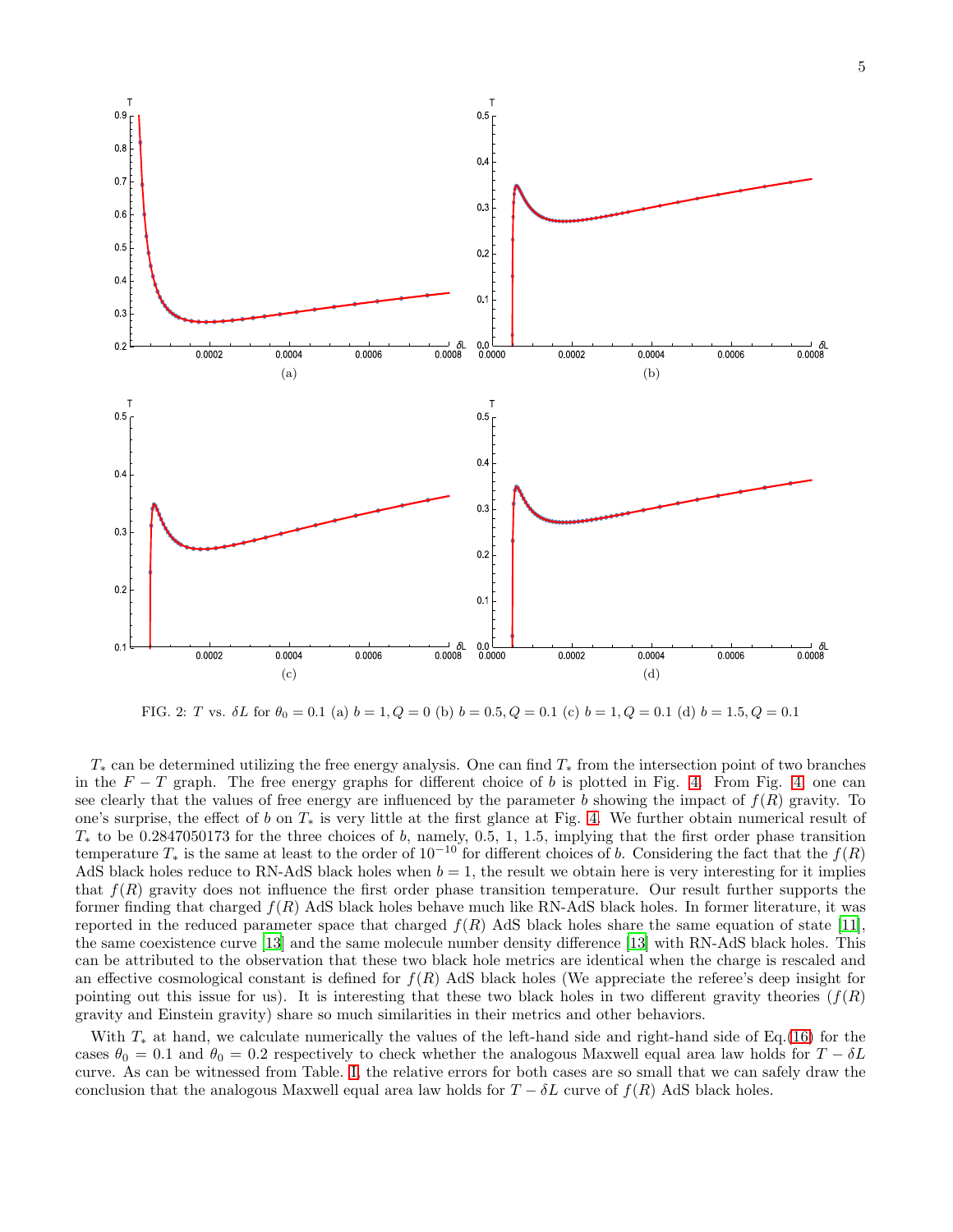FIG. 2: $T$ vs. $\delta L$ for $\theta_0 = 0.1$ (a) $b = 1, Q = 0$ (b) $b = 0.5, Q = 0.1$ (c) $b = 1, Q = 0.1$ (d) $b = 1.5, Q = 0.1$

$T_*$ can be determined utilizing the free energy analysis. One can find $T_*$ from the intersection point of two branches in the $F - T$ graph. The free energy graphs for different choice of $b$ is plotted in Fig. 4. From Fig. 4 one can see clearly that the values of free energy are influenced by the parameter $b$ showing the impact of $f(R)$ gravity. To one's surprise, the effect of $b$ on $T_*$ is very little at the first glance at Fig. 4. We further obtain numerical result of $T_*$ to be 0.2847050173 for the three choices of $b$, namely, 0.5, 1, 1.5, implying that the first order phase transition temperature $T_*$ is the same at least to the order of $10^{-10}$ for different choices of $b$. Considering the fact that the $f(R)$ AdS black holes reduce to RN-AdS black holes when $b = 1$, the result we obtain here is very interesting for it implies that $f(R)$ gravity does not influence the first order phase transition temperature. Our result further supports the former finding that charged $f(R)$ AdS black holes behave much like RN-AdS black holes. In former literature, it was reported in the reduced parameter space that charged $f(R)$ AdS black holes share the same equation of state [11], the same coexistence curve [13] and the same molecule number density difference [13] with RN-AdS black holes. This can be attributed to the observation that these two black hole metrics are identical when the charge is rescaled and an effective cosmological constant is defined for $f(R)$ AdS black holes (We appreciate the referee's deep insight for pointing out this issue for us). It is interesting that these two black holes in two different gravity theories ($f(R)$ gravity and Einstein gravity) share so much similarities in their metrics and other behaviors.

With $T_*$ at hand, we calculate numerically the values of the left-hand side and right-hand side of Eq.(16) for the cases $\theta_0 = 0.1$ and $\theta_0 = 0.2$ respectively to check whether the analogous Maxwell equal area law holds for $T - \delta L$ curve. As can be witnessed from Table. I, the relative errors for both cases are so small that we can safely draw the conclusion that the analogous Maxwell equal area law holds for $T - \delta L$ curve of $f(R)$ AdS black holes.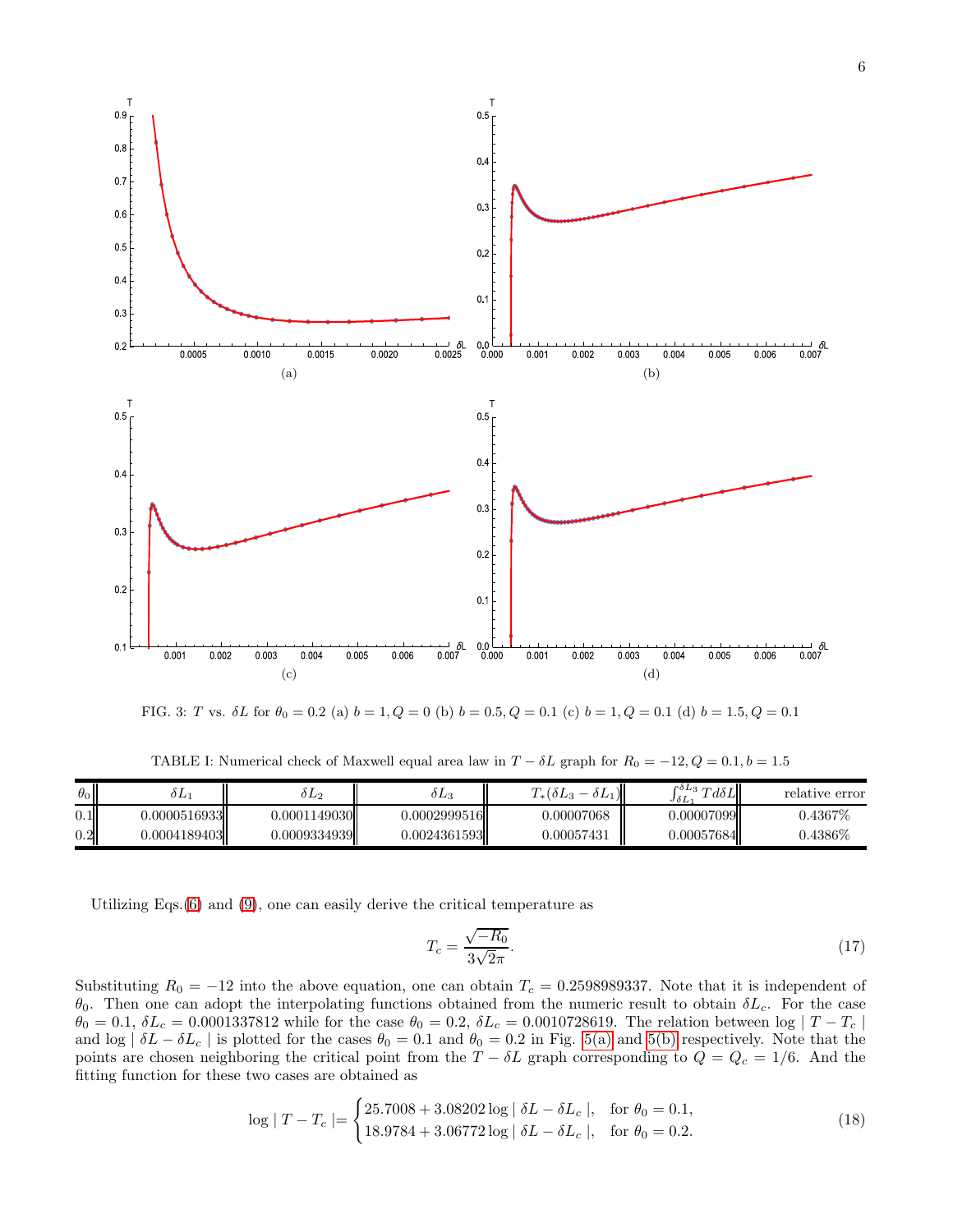FIG. 3: $T$ vs. $\delta L$ for $\theta_0 = 0.2$ (a) $b = 1, Q = 0$ (b) $b = 0.5, Q = 0.1$ (c) $b = 1, Q = 0.1$ (d) $b = 1.5, Q = 0.1$

TABLE I: Numerical check of Maxwell equal area law in $T - \delta L$ graph for $R_0 = -12, Q = 0.1, b = 1.5$

| $\theta_0$ | $\delta L_1$ | $\delta L_2$ | $\delta L_3$ | $T_*(\delta L_3 - \delta L_1)$ | $\int_{\delta L_1}^{\delta L_3} T d\delta L$ | relative error |
|---|---|---|---|---|---|---|
| 0.1 | 0.0000516933 | 0.0001149030 | 0.0002999516 | 0.00007068 | 0.00007099 | 0.4367% |
| 0.2 | 0.0004189403 | 0.0009334939 | 0.0024361593 | 0.00057431 | 0.00057684 | 0.4386% |

Utilizing Eqs.(6) and (9), one can easily derive the critical temperature as

$$T_c = \frac{\sqrt{-R_0}}{3\sqrt{2}\pi}. \tag{17}$$

Substituting $R_0 = -12$ into the above equation, one can obtain $T_c = 0.2598989337$. Note that it is independent of $\theta_0$. Then one can adopt the interpolating functions obtained from the numeric result to obtain $\delta L_c$. For the case $\theta_0 = 0.1$, $\delta L_c = 0.0001337812$ while for the case $\theta_0 = 0.2$, $\delta L_c = 0.0010728619$. The relation between $\log \mid T - T_c \mid$ and $\log \mid \delta L - \delta L_c \mid$ is plotted for the cases $\theta_0 = 0.1$ and $\theta_0 = 0.2$ in Fig. 5(a) and 5(b) respectively. Note that the points are chosen neighboring the critical point from the $T - \delta L$ graph corresponding to $Q = Q_c = 1/6$. And the fitting function for these two cases are obtained as

$$\log \mid T - T_c \mid = \begin{cases} 25.7008 + 3.08202 \log \mid \delta L - \delta L_c \mid, & \text{for } \theta_0 = 0.1, \\ 18.9784 + 3.06772 \log \mid \delta L - \delta L_c \mid, & \text{for } \theta_0 = 0.2. \end{cases} \tag{18}$$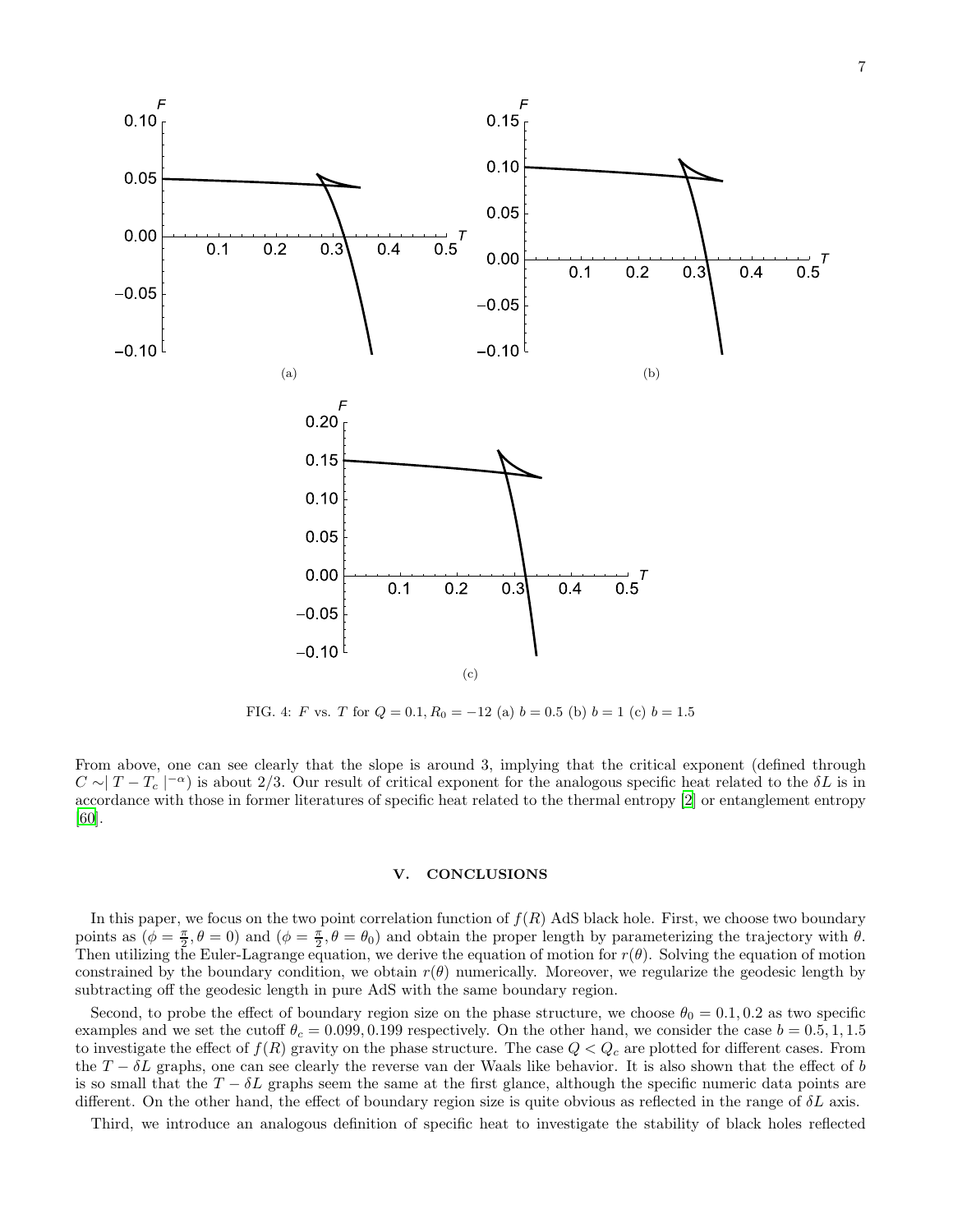FIG. 4: $F$ vs. $T$ for $Q = 0.1, R_0 = -12$ (a) $b = 0.5$ (b) $b = 1$ (c) $b = 1.5$

From above, one can see clearly that the slope is around 3, implying that the critical exponent (defined through $C \sim \mid T - T_c \mid^{-\alpha}$) is about 2/3. Our result of critical exponent for the analogous specific heat related to the $\delta L$ is in accordance with those in former literatures of specific heat related to the thermal entropy [2] or entanglement entropy [60].

## V. CONCLUSIONS

In this paper, we focus on the two point correlation function of $f(R)$ AdS black hole. First, we choose two boundary points as ($\phi = \frac{\pi}{2}, \theta = 0$) and ($\phi = \frac{\pi}{2}, \theta = \theta_0$) and obtain the proper length by parameterizing the trajectory with $\theta$. Then utilizing the Euler-Lagrange equation, we derive the equation of motion for $r(\theta)$. Solving the equation of motion constrained by the boundary condition, we obtain $r(\theta)$ numerically. Moreover, we regularize the geodesic length by subtracting off the geodesic length in pure AdS with the same boundary region.

Second, to probe the effect of boundary region size on the phase structure, we choose $\theta_0 = 0.1, 0.2$ as two specific examples and we set the cutoff $\theta_c = 0.099, 0.199$ respectively. On the other hand, we consider the case $b = 0.5, 1, 1.5$ to investigate the effect of $f(R)$ gravity on the phase structure. The case $Q < Q_c$ are plotted for different cases. From the $T - \delta L$ graphs, one can see clearly the reverse van der Waals like behavior. It is also shown that the effect of $b$ is so small that the $T - \delta L$ graphs seem the same at the first glance, although the specific numeric data points are different. On the other hand, the effect of boundary region size is quite obvious as reflected in the range of $\delta L$ axis.

Third, we introduce an analogous definition of specific heat to investigate the stability of black holes reflected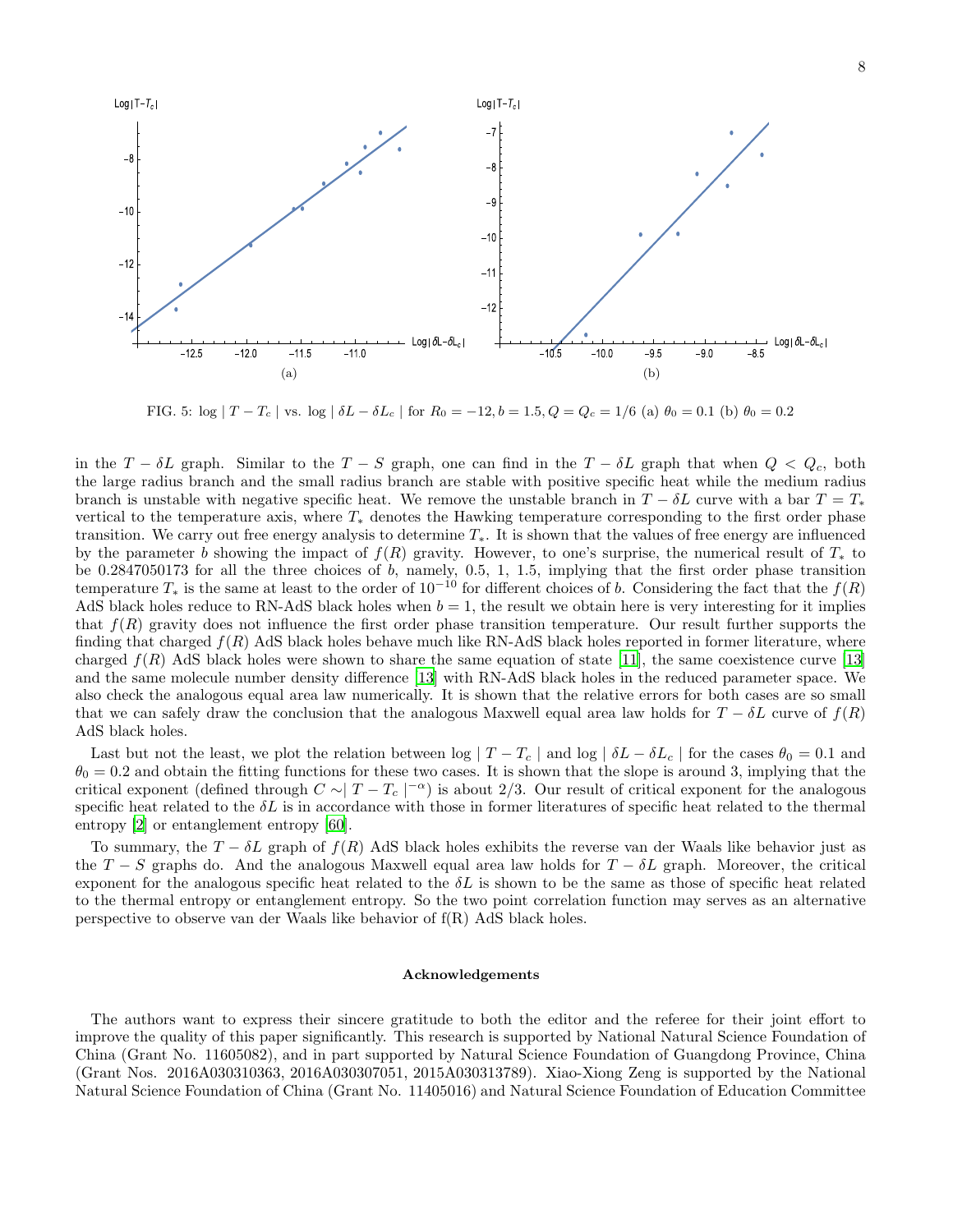FIG. 5: log $| T - T_c |$ vs. log $| \delta L - \delta L_c |$ for $R_0 = -12, b = 1.5, Q = Q_c = 1/6$ (a) $\theta_0 = 0.1$ (b) $\theta_0 = 0.2$

in the $T - \delta L$ graph. Similar to the $T - S$ graph, one can find in the $T - \delta L$ graph that when $Q < Q_c$, both the large radius branch and the small radius branch are stable with positive specific heat while the medium radius branch is unstable with negative specific heat. We remove the unstable branch in $T - \delta L$ curve with a bar $T = T_*$ vertical to the temperature axis, where $T_*$ denotes the Hawking temperature corresponding to the first order phase transition. We carry out free energy analysis to determine $T_*$. It is shown that the values of free energy are influenced by the parameter $b$ showing the impact of $f(R)$ gravity. However, to one's surprise, the numerical result of $T_*$ to be 0.2847050173 for all the three choices of $b$, namely, 0.5, 1, 1.5, implying that the first order phase transition temperature $T_*$ is the same at least to the order of $10^{-10}$ for different choices of $b$. Considering the fact that the $f(R)$ AdS black holes reduce to RN-AdS black holes when $b = 1$, the result we obtain here is very interesting for it implies that $f(R)$ gravity does not influence the first order phase transition temperature. Our result further supports the finding that charged $f(R)$ AdS black holes behave much like RN-AdS black holes reported in former literature, where charged $f(R)$ AdS black holes were shown to share the same equation of state [11], the same coexistence curve [13] and the same molecule number density difference [13] with RN-AdS black holes in the reduced parameter space. We also check the analogous equal area law numerically. It is shown that the relative errors for both cases are so small that we can safely draw the conclusion that the analogous Maxwell equal area law holds for $T - \delta L$ curve of $f(R)$ AdS black holes.

Last but not the least, we plot the relation between log $| T - T_c |$ and log $| \delta L - \delta L_c |$ for the cases $\theta_0 = 0.1$ and $\theta_0 = 0.2$ and obtain the fitting functions for these two cases. It is shown that the slope is around 3, implying that the critical exponent (defined through $C \sim | T - T_c |^{-\alpha}$) is about 2/3. Our result of critical exponent for the analogous specific heat related to the $\delta L$ is in accordance with those in former literatures of specific heat related to the thermal entropy [2] or entanglement entropy [60].

To summary, the $T - \delta L$ graph of $f(R)$ AdS black holes exhibits the reverse van der Waals like behavior just as the $T - S$ graphs do. And the analogous Maxwell equal area law holds for $T - \delta L$ graph. Moreover, the critical exponent for the analogous specific heat related to the $\delta L$ is shown to be the same as those of specific heat related to the thermal entropy or entanglement entropy. So the two point correlation function may serves as an alternative perspective to observe van der Waals like behavior of f(R) AdS black holes.

### Acknowledgements

The authors want to express their sincere gratitude to both the editor and the referee for their joint effort to improve the quality of this paper significantly. This research is supported by National Natural Science Foundation of China (Grant No. 11605082), and in part supported by Natural Science Foundation of Guangdong Province, China (Grant Nos. 2016A030310363, 2016A030307051, 2015A030313789). Xiao-Xiong Zeng is supported by the National Natural Science Foundation of China (Grant No. 11405016) and Natural Science Foundation of Education Committee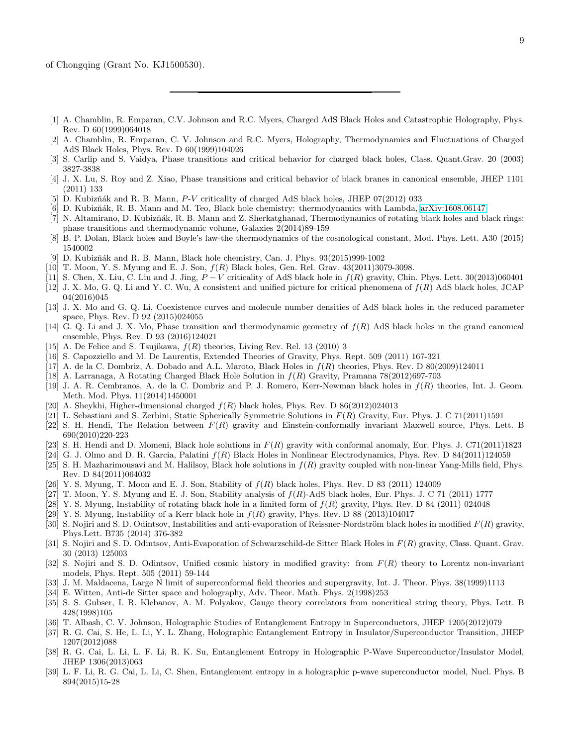of Chongqing (Grant No. KJ1500530).

---

[1] A. Chamblin, R. Emparan, C.V. Johnson and R.C. Myers, Charged AdS Black Holes and Catastrophic Holography, Phys. Rev. D 60(1999)064018

[2] A. Chamblin, R. Emparan, C. V. Johnson and R.C. Myers, Holography, Thermodynamics and Fluctuations of Charged AdS Black Holes, Phys. Rev. D 60(1999)104026

[3] S. Carlip and S. Vaidya, Phase transitions and critical behavior for charged black holes, Class. Quant.Grav. 20 (2003) 3827-3838

[4] J. X. Lu, S. Roy and Z. Xiao, Phase transitions and critical behavior of black branes in canonical ensemble, JHEP 1101 (2011) 133

[5] D. Kubizňák and R. B. Mann, $P$-$V$ criticality of charged AdS black holes, JHEP 07(2012) 033

[6] D. Kubizňák, R. B. Mann and M. Teo, Black hole chemistry: thermodynamics with Lambda, arXiv:1608.06147

[7] N. Altamirano, D. Kubizňák, R. B. Mann and Z. Sherkatghanad, Thermodynamics of rotating black holes and black rings: phase transitions and thermodynamic volume, Galaxies 2(2014)89-159

[8] B. P. Dolan, Black holes and Boyle's law-the thermodynamics of the cosmological constant, Mod. Phys. Lett. A30 (2015) 1540002

[9] D. Kubizňák and R. B. Mann, Black hole chemistry, Can. J. Phys. 93(2015)999-1002

[10] T. Moon, Y. S. Myung and E. J. Son, $f(R)$ Black holes, Gen. Rel. Grav. 43(2011)3079-3098.

[11] S. Chen, X. Liu, C. Liu and J. Jing, $P-V$ criticality of AdS black hole in $f(R)$ gravity, Chin. Phys. Lett. 30(2013)060401

[12] J. X. Mo, G. Q. Li and Y. C. Wu, A consistent and unified picture for critical phenomena of $f(R)$ AdS black holes, JCAP 04(2016)045

[13] J. X. Mo and G. Q. Li, Coexistence curves and molecule number densities of AdS black holes in the reduced parameter space, Phys. Rev. D 92 (2015)024055

[14] G. Q. Li and J. X. Mo, Phase transition and thermodynamic geometry of $f(R)$ AdS black holes in the grand canonical ensemble, Phys. Rev. D 93 (2016)124021

[15] A. De Felice and S. Tsujikawa, $f(R)$ theories, Living Rev. Rel. 13 (2010) 3

[16] S. Capozziello and M. De Laurentis, Extended Theories of Gravity, Phys. Rept. 509 (2011) 167-321

[17] A. de la C. Dombriz, A. Dobado and A.L. Maroto, Black Holes in $f(R)$ theories, Phys. Rev. D 80(2009)124011

[18] A. Larranaga, A Rotating Charged Black Hole Solution in $f(R)$ Gravity, Pramana 78(2012)697-703

[19] J. A. R. Cembranos, A. de la C. Dombriz and P. J. Romero, Kerr-Newman black holes in $f(R)$ theories, Int. J. Geom. Meth. Mod. Phys. 11(2014)1450001

[20] A. Sheykhi, Higher-dimensional charged $f(R)$ black holes, Phys. Rev. D 86(2012)024013

[21] L. Sebastiani and S. Zerbini, Static Spherically Symmetric Solutions in $F(R)$ Gravity, Eur. Phys. J. C 71(2011)1591

[22] S. H. Hendi, The Relation between $F(R)$ gravity and Einstein-conformally invariant Maxwell source, Phys. Lett. B 690(2010)220-223

[23] S. H. Hendi and D. Momeni, Black hole solutions in $F(R)$ gravity with conformal anomaly, Eur. Phys. J. C71(2011)1823

[24] G. J. Olmo and D. R. Garcia, Palatini $f(R)$ Black Holes in Nonlinear Electrodynamics, Phys. Rev. D 84(2011)124059

[25] S. H. Mazharimousavi and M. Halilsoy, Black hole solutions in $f(R)$ gravity coupled with non-linear Yang-Mills field, Phys. Rev. D 84(2011)064032

[26] Y. S. Myung, T. Moon and E. J. Son, Stability of $f(R)$ black holes, Phys. Rev. D 83 (2011) 124009

[27] T. Moon, Y. S. Myung and E. J. Son, Stability analysis of $f(R)$-AdS black holes, Eur. Phys. J. C 71 (2011) 1777

[28] Y. S. Myung, Instability of rotating black hole in a limited form of $f(R)$ gravity, Phys. Rev. D 84 (2011) 024048

[29] Y. S. Myung, Instability of a Kerr black hole in $f(R)$ gravity, Phys. Rev. D 88 (2013)104017

[30] S. Nojiri and S. D. Odintsov, Instabilities and anti-evaporation of Reissner-Nordström black holes in modified $F(R)$ gravity, Phys.Lett. B735 (2014) 376-382

[31] S. Nojiri and S. D. Odintsov, Anti-Evaporation of Schwarzschild-de Sitter Black Holes in $F(R)$ gravity, Class. Quant. Grav. 30 (2013) 125003

[32] S. Nojiri and S. D. Odintsov, Unified cosmic history in modified gravity: from $F(R)$ theory to Lorentz non-invariant models, Phys. Rept. 505 (2011) 59-144

[33] J. M. Maldacena, Large N limit of superconformal field theories and supergravity, Int. J. Theor. Phys. 38(1999)1113

[34] E. Witten, Anti-de Sitter space and holography, Adv. Theor. Math. Phys. 2(1998)253

[35] S. S. Gubser, I. R. Klebanov, A. M. Polyakov, Gauge theory correlators from noncritical string theory, Phys. Lett. B 428(1998)105

[36] T. Albash, C. V. Johnson, Holographic Studies of Entanglement Entropy in Superconductors, JHEP 1205(2012)079

[37] R. G. Cai, S. He, L. Li, Y. L. Zhang, Holographic Entanglement Entropy in Insulator/Superconductor Transition, JHEP 1207(2012)088

[38] R. G. Cai, L. Li, L. F. Li, R. K. Su, Entanglement Entropy in Holographic P-Wave Superconductor/Insulator Model, JHEP 1306(2013)063

[39] L. F. Li, R. G. Cai, L. Li, C. Shen, Entanglement entropy in a holographic p-wave superconductor model, Nucl. Phys. B 894(2015)15-28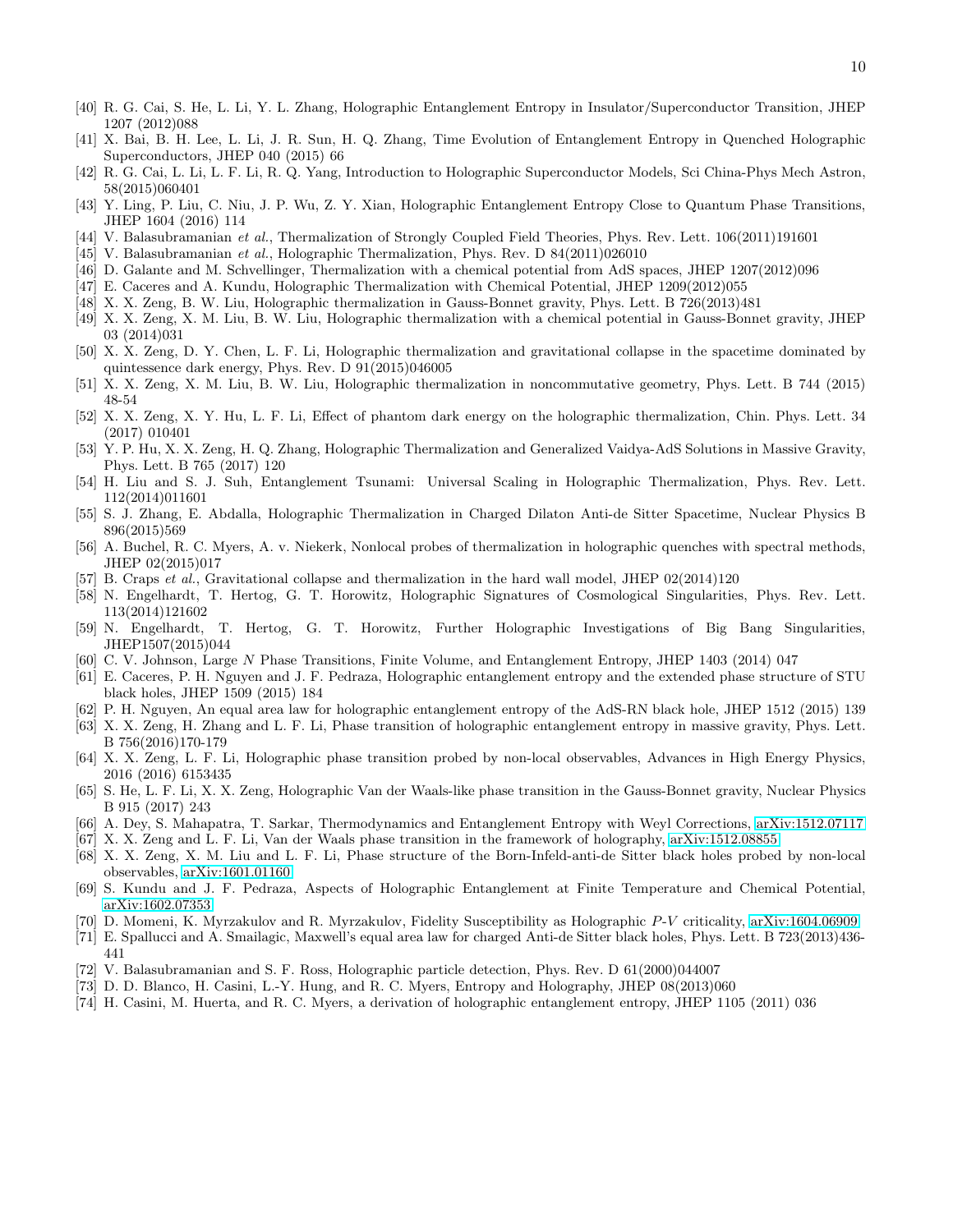[40] R. G. Cai, S. He, L. Li, Y. L. Zhang, Holographic Entanglement Entropy in Insulator/Superconductor Transition, JHEP 1207 (2012)088

[41] X. Bai, B. H. Lee, L. Li, J. R. Sun, H. Q. Zhang, Time Evolution of Entanglement Entropy in Quenched Holographic Superconductors, JHEP 040 (2015) 66

[42] R. G. Cai, L. Li, L. F. Li, R. Q. Yang, Introduction to Holographic Superconductor Models, Sci China-Phys Mech Astron, 58(2015)060401

[43] Y. Ling, P. Liu, C. Niu, J. P. Wu, Z. Y. Xian, Holographic Entanglement Entropy Close to Quantum Phase Transitions, JHEP 1604 (2016) 114

[44] V. Balasubramanian *et al.*, Thermalization of Strongly Coupled Field Theories, Phys. Rev. Lett. 106(2011)191601

[45] V. Balasubramanian *et al.*, Holographic Thermalization, Phys. Rev. D 84(2011)026010

[46] D. Galante and M. Schvellinger, Thermalization with a chemical potential from AdS spaces, JHEP 1207(2012)096

[47] E. Caceres and A. Kundu, Holographic Thermalization with Chemical Potential, JHEP 1209(2012)055

[48] X. X. Zeng, B. W. Liu, Holographic thermalization in Gauss-Bonnet gravity, Phys. Lett. B 726(2013)481

[49] X. X. Zeng, X. M. Liu, B. W. Liu, Holographic thermalization with a chemical potential in Gauss-Bonnet gravity, JHEP 03 (2014)031

[50] X. X. Zeng, D. Y. Chen, L. F. Li, Holographic thermalization and gravitational collapse in the spacetime dominated by quintessence dark energy, Phys. Rev. D 91(2015)046005

[51] X. X. Zeng, X. M. Liu, B. W. Liu, Holographic thermalization in noncommutative geometry, Phys. Lett. B 744 (2015) 48-54

[52] X. X. Zeng, X. Y. Hu, L. F. Li, Effect of phantom dark energy on the holographic thermalization, Chin. Phys. Lett. 34 (2017) 010401

[53] Y. P. Hu, X. X. Zeng, H. Q. Zhang, Holographic Thermalization and Generalized Vaidya-AdS Solutions in Massive Gravity, Phys. Lett. B 765 (2017) 120

[54] H. Liu and S. J. Suh, Entanglement Tsunami: Universal Scaling in Holographic Thermalization, Phys. Rev. Lett. 112(2014)011601

[55] S. J. Zhang, E. Abdalla, Holographic Thermalization in Charged Dilaton Anti-de Sitter Spacetime, Nuclear Physics B 896(2015)569

[56] A. Buchel, R. C. Myers, A. v. Niekerk, Nonlocal probes of thermalization in holographic quenches with spectral methods, JHEP 02(2015)017

[57] B. Craps *et al.*, Gravitational collapse and thermalization in the hard wall model, JHEP 02(2014)120

[58] N. Engelhardt, T. Hertog, G. T. Horowitz, Holographic Signatures of Cosmological Singularities, Phys. Rev. Lett. 113(2014)121602

[59] N. Engelhardt, T. Hertog, G. T. Horowitz, Further Holographic Investigations of Big Bang Singularities, JHEP1507(2015)044

[60] C. V. Johnson, Large $N$ Phase Transitions, Finite Volume, and Entanglement Entropy, JHEP 1403 (2014) 047

[61] E. Caceres, P. H. Nguyen and J. F. Pedraza, Holographic entanglement entropy and the extended phase structure of STU black holes, JHEP 1509 (2015) 184

[62] P. H. Nguyen, An equal area law for holographic entanglement entropy of the AdS-RN black hole, JHEP 1512 (2015) 139

[63] X. X. Zeng, H. Zhang and L. F. Li, Phase transition of holographic entanglement entropy in massive gravity, Phys. Lett. B 756(2016)170-179

[64] X. X. Zeng, L. F. Li, Holographic phase transition probed by non-local observables, Advances in High Energy Physics, 2016 (2016) 6153435

[65] S. He, L. F. Li, X. X. Zeng, Holographic Van der Waals-like phase transition in the Gauss-Bonnet gravity, Nuclear Physics B 915 (2017) 243

[66] A. Dey, S. Mahapatra, T. Sarkar, Thermodynamics and Entanglement Entropy with Weyl Corrections, arXiv:1512.07117

[67] X. X. Zeng and L. F. Li, Van der Waals phase transition in the framework of holography, arXiv:1512.08855

[68] X. X. Zeng, X. M. Liu and L. F. Li, Phase structure of the Born-Infeld-anti-de Sitter black holes probed by non-local observables, arXiv:1601.01160

[69] S. Kundu and J. F. Pedraza, Aspects of Holographic Entanglement at Finite Temperature and Chemical Potential, arXiv:1602.07353

[70] D. Momeni, K. Myrzakulov and R. Myrzakulov, Fidelity Susceptibility as Holographic $P$-$V$ criticality, arXiv:1604.06909

[71] E. Spallucci and A. Smailagic, Maxwell's equal area law for charged Anti-de Sitter black holes, Phys. Lett. B 723(2013)436-441

[72] V. Balasubramanian and S. F. Ross, Holographic particle detection, Phys. Rev. D 61(2000)044007

[73] D. D. Blanco, H. Casini, L.-Y. Hung, and R. C. Myers, Entropy and Holography, JHEP 08(2013)060

[74] H. Casini, M. Huerta, and R. C. Myers, a derivation of holographic entanglement entropy, JHEP 1105 (2011) 036